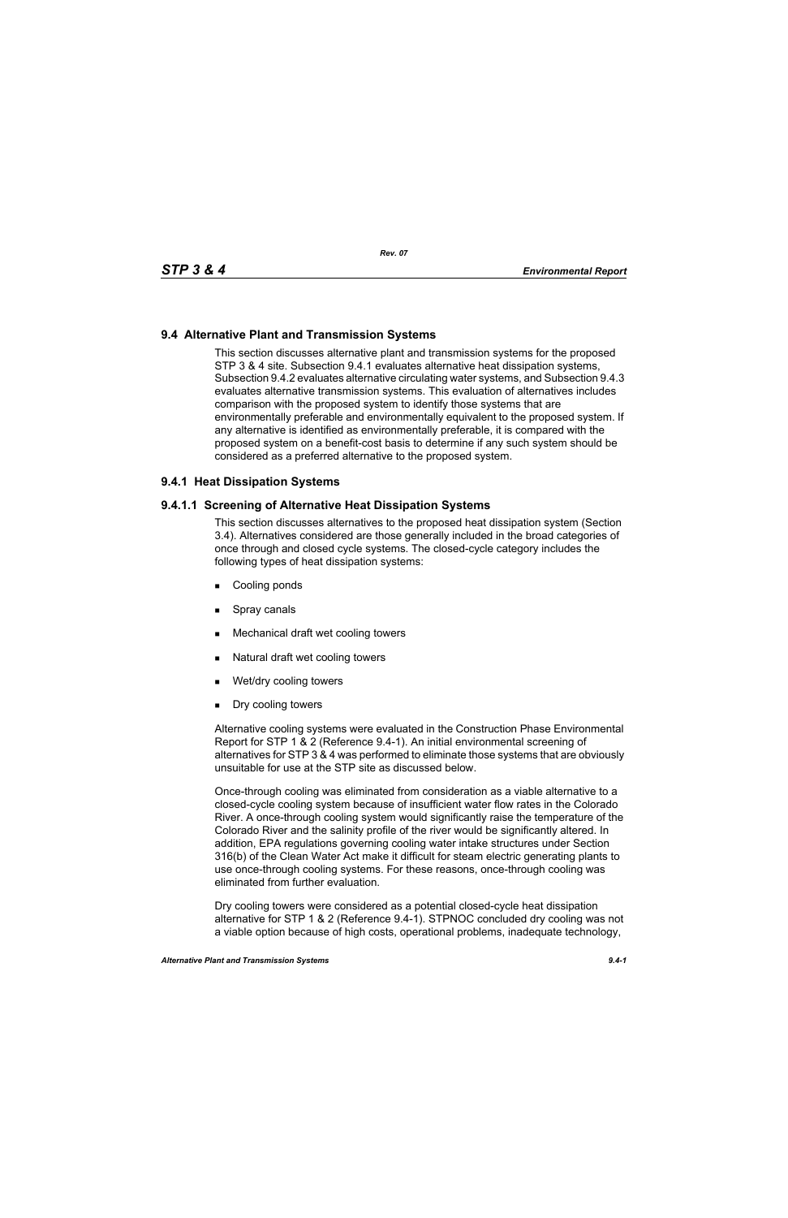## 9.4 Alternative Plant and Transmission Systems

This section discusses alternative plant and transmission systems for the proposed STP 3 & 4 site. Subsection 9.4.1 evaluates alternative heat dissipation systems, Subsection 9.4.2 evaluates alternative circulating water systems, and Subsection 9.4.3 evaluates alternative transmission systems. This evaluation of alternatives includes comparison with the proposed system to identify those systems that are environmentally preferable and environmentally equivalent to the proposed system. If any alternative is identified as environmentally preferable, it is compared with the proposed system on a benefit-cost basis to determine if any such system should be considered as a preferred alternative to the proposed system.

### 9.4.1 Heat Dissipation Systems

#### 9.4.1.1 Screening of Alternative Heat Dissipation Systems

This section discusses alternatives to the proposed heat dissipation system (Section 3.4). Alternatives considered are those generally included in the broad categories of once through and closed cycle systems. The closed-cycle category includes the following types of heat dissipation systems:

- Cooling ponds
- Spray canals
- Mechanical draft wet cooling towers
- Natural draft wet cooling towers
- Wet/dry cooling towers
- Dry cooling towers

Alternative cooling systems were evaluated in the Construction Phase Environmental Report for STP 1 & 2 (Reference 9.4-1). An initial environmental screening of alternatives for STP 3 & 4 was performed to eliminate those systems that are obviously unsuitable for use at the STP site as discussed below.

Once-through cooling was eliminated from consideration as a viable alternative to a closed-cycle cooling system because of insufficient water flow rates in the Colorado River. A once-through cooling system would significantly raise the temperature of the Colorado River and the salinity profile of the river would be significantly altered. In addition, EPA regulations governing cooling water intake structures under Section 316(b) of the Clean Water Act make it difficult for steam electric generating plants to use once-through cooling systems. For these reasons, once-through cooling was eliminated from further evaluation.

Dry cooling towers were considered as a potential closed-cycle heat dissipation alternative for STP 1 & 2 (Reference 9.4-1). STPNOC concluded dry cooling was not a viable option because of high costs, operational problems, inadequate technology,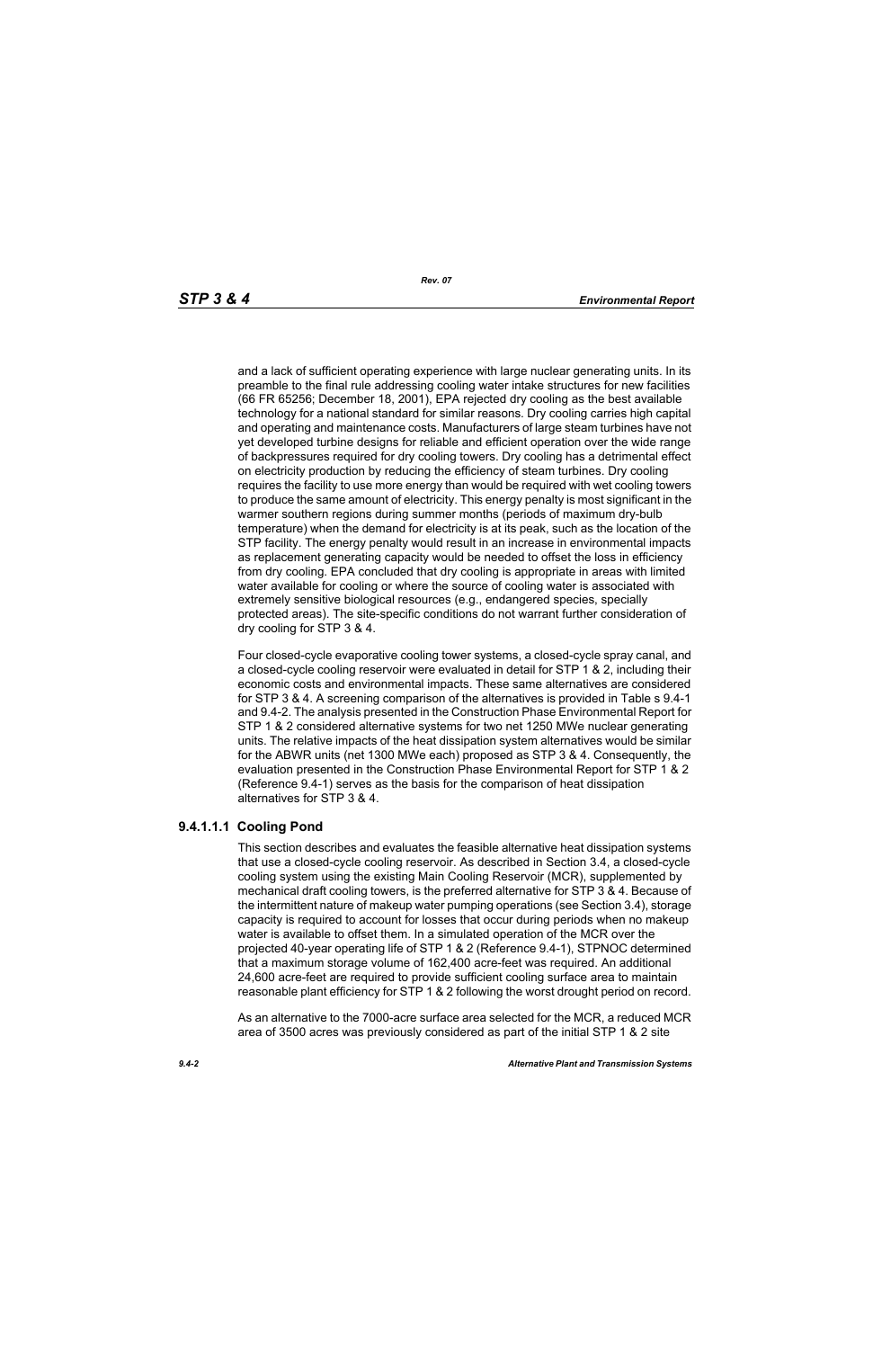and a lack of sufficient operating experience with large nuclear generating units. In its preamble to the final rule addressing cooling water intake structures for new facilities (66 FR 65256; December 18, 2001), EPA rejected dry cooling as the best available technology for a national standard for similar reasons. Dry cooling carries high capital and operating and maintenance costs. Manufacturers of large steam turbines have not yet developed turbine designs for reliable and efficient operation over the wide range of backpressures required for dry cooling towers. Dry cooling has a detrimental effect on electricity production by reducing the efficiency of steam turbines. Dry cooling requires the facility to use more energy than would be required with wet cooling towers to produce the same amount of electricity. This energy penalty is most significant in the warmer southern regions during summer months (periods of maximum dry-bulb temperature) when the demand for electricity is at its peak, such as the location of the STP facility. The energy penalty would result in an increase in environmental impacts as replacement generating capacity would be needed to offset the loss in efficiency from dry cooling. EPA concluded that dry cooling is appropriate in areas with limited water available for cooling or where the source of cooling water is associated with extremely sensitive biological resources (e.g., endangered species, specially protected areas). The site-specific conditions do not warrant further consideration of dry cooling for STP 3 & 4.

Four closed-cycle evaporative cooling tower systems, a closed-cycle spray canal, and a closed-cycle cooling reservoir were evaluated in detail for STP 1 & 2, including their economic costs and environmental impacts. These same alternatives are considered for STP 3 & 4. A screening comparison of the alternatives is provided in Table s 9.4-1 and 9.4-2. The analysis presented in the Construction Phase Environmental Report for STP 1 & 2 considered alternative systems for two net 1250 MWe nuclear generating units. The relative impacts of the heat dissipation system alternatives would be similar for the ABWR units (net 1300 MWe each) proposed as STP 3 & 4. Consequently, the evaluation presented in the Construction Phase Environmental Report for STP 1 & 2 (Reference 9.4-1) serves as the basis for the comparison of heat dissipation alternatives for STP 3 & 4.

#### 9.4.1.1.1 Cooling Pond

This section describes and evaluates the feasible alternative heat dissipation systems that use a closed-cycle cooling reservoir. As described in Section 3.4, a closed-cycle cooling system using the existing Main Cooling Reservoir (MCR), supplemented by mechanical draft cooling towers, is the preferred alternative for STP 3 & 4. Because of the intermittent nature of makeup water pumping operations (see Section 3.4), storage capacity is required to account for losses that occur during periods when no makeup water is available to offset them. In a simulated operation of the MCR over the projected 40-year operating life of STP 1 & 2 (Reference 9.4-1), STPNOC determined that a maximum storage volume of 162,400 acre-feet was required. An additional 24,600 acre-feet are required to provide sufficient cooling surface area to maintain reasonable plant efficiency for STP 1 & 2 following the worst drought period on record.

As an alternative to the 7000-acre surface area selected for the MCR, a reduced MCR area of 3500 acres was previously considered as part of the initial STP 1 & 2 site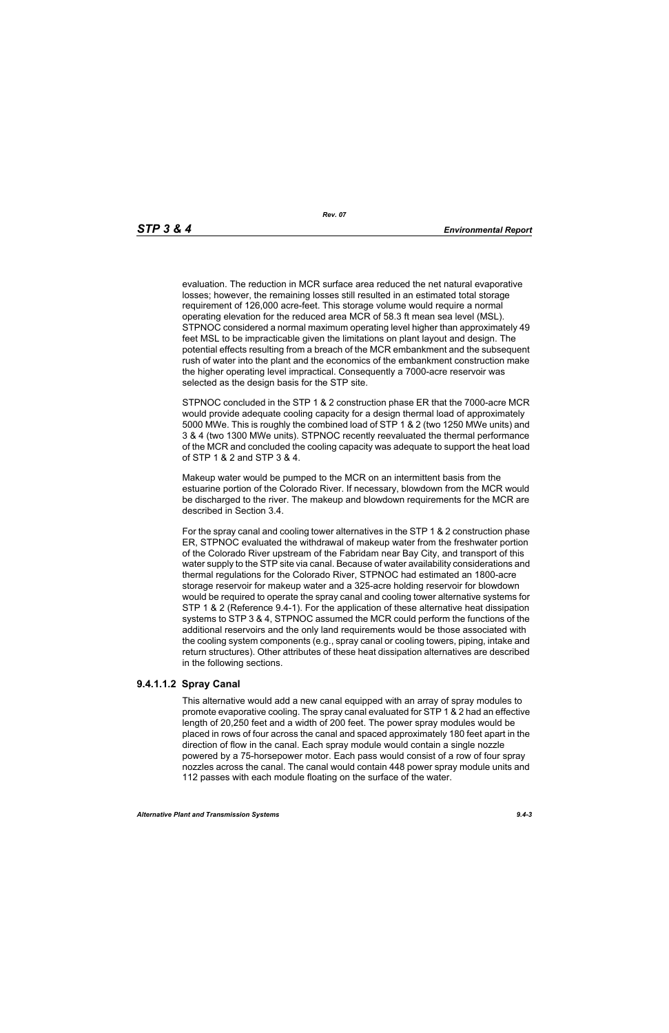evaluation. The reduction in MCR surface area reduced the net natural evaporative losses; however, the remaining losses still resulted in an estimated total storage requirement of 126,000 acre-feet. This storage volume would require a normal operating elevation for the reduced area MCR of 58.3 ft mean sea level (MSL). STPNOC considered a normal maximum operating level higher than approximately 49 feet MSL to be impracticable given the limitations on plant layout and design. The potential effects resulting from a breach of the MCR embankment and the subsequent rush of water into the plant and the economics of the embankment construction make the higher operating level impractical. Consequently a 7000-acre reservoir was selected as the design basis for the STP site.

STPNOC concluded in the STP 1 & 2 construction phase ER that the 7000-acre MCR would provide adequate cooling capacity for a design thermal load of approximately 5000 MWe. This is roughly the combined load of STP 1 & 2 (two 1250 MWe units) and 3 & 4 (two 1300 MWe units). STPNOC recently reevaluated the thermal performance of the MCR and concluded the cooling capacity was adequate to support the heat load of STP 1 & 2 and STP 3 & 4.

Makeup water would be pumped to the MCR on an intermittent basis from the estuarine portion of the Colorado River. If necessary, blowdown from the MCR would be discharged to the river. The makeup and blowdown requirements for the MCR are described in Section 3.4.

For the spray canal and cooling tower alternatives in the STP 1 & 2 construction phase ER, STPNOC evaluated the withdrawal of makeup water from the freshwater portion of the Colorado River upstream of the Fabridam near Bay City, and transport of this water supply to the STP site via canal. Because of water availability considerations and thermal regulations for the Colorado River, STPNOC had estimated an 1800-acre storage reservoir for makeup water and a 325-acre holding reservoir for blowdown would be required to operate the spray canal and cooling tower alternative systems for STP 1 & 2 (Reference 9.4-1). For the application of these alternative heat dissipation systems to STP 3 & 4, STPNOC assumed the MCR could perform the functions of the additional reservoirs and the only land requirements would be those associated with the cooling system components (e.g., spray canal or cooling towers, piping, intake and return structures). Other attributes of these heat dissipation alternatives are described in the following sections.

#### 9.4.1.1.2 Spray Canal

This alternative would add a new canal equipped with an array of spray modules to promote evaporative cooling. The spray canal evaluated for STP 1 & 2 had an effective length of 20,250 feet and a width of 200 feet. The power spray modules would be placed in rows of four across the canal and spaced approximately 180 feet apart in the direction of flow in the canal. Each spray module would contain a single nozzle powered by a 75-horsepower motor. Each pass would consist of a row of four spray nozzles across the canal. The canal would contain 448 power spray module units and 112 passes with each module floating on the surface of the water.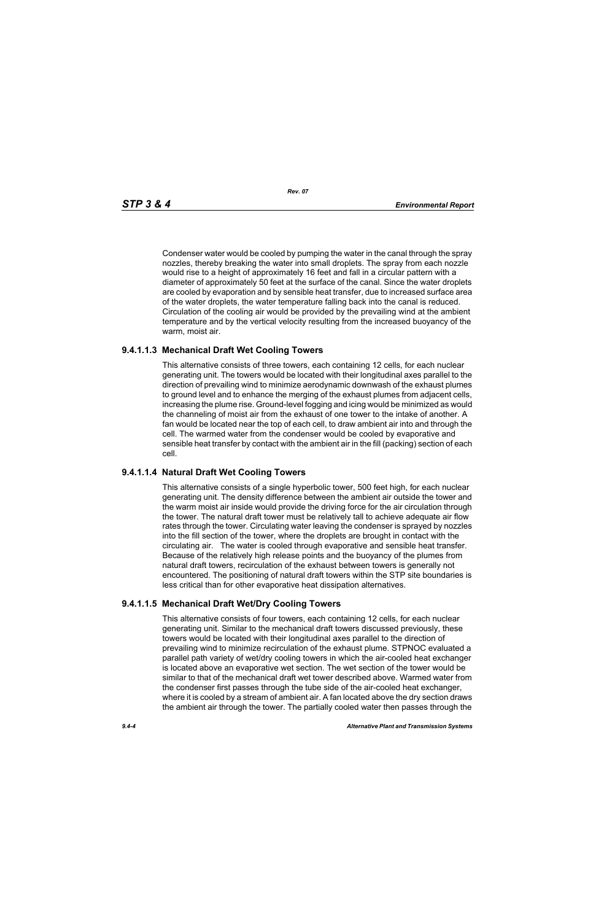Condenser water would be cooled by pumping the water in the canal through the spray nozzles, thereby breaking the water into small droplets. The spray from each nozzle would rise to a height of approximately 16 feet and fall in a circular pattern with a diameter of approximately 50 feet at the surface of the canal. Since the water droplets are cooled by evaporation and by sensible heat transfer, due to increased surface area of the water droplets, the water temperature falling back into the canal is reduced. Circulation of the cooling air would be provided by the prevailing wind at the ambient temperature and by the vertical velocity resulting from the increased buoyancy of the warm, moist air.

### 9.4.1.1.3 Mechanical Draft Wet Cooling Towers

This alternative consists of three towers, each containing 12 cells, for each nuclear generating unit. The towers would be located with their longitudinal axes parallel to the direction of prevailing wind to minimize aerodynamic downwash of the exhaust plumes to ground level and to enhance the merging of the exhaust plumes from adjacent cells, increasing the plume rise. Ground-level fogging and icing would be minimized as would the channeling of moist air from the exhaust of one tower to the intake of another. A fan would be located near the top of each cell, to draw ambient air into and through the cell. The warmed water from the condenser would be cooled by evaporative and sensible heat transfer by contact with the ambient air in the fill (packing) section of each cell.

### 9.4.1.1.4 Natural Draft Wet Cooling Towers

This alternative consists of a single hyperbolic tower, 500 feet high, for each nuclear generating unit. The density difference between the ambient air outside the tower and the warm moist air inside would provide the driving force for the air circulation through the tower. The natural draft tower must be relatively tall to achieve adequate air flow rates through the tower. Circulating water leaving the condenser is sprayed by nozzles into the fill section of the tower, where the droplets are brought in contact with the circulating air. The water is cooled through evaporative and sensible heat transfer. Because of the relatively high release points and the buoyancy of the plumes from natural draft towers, recirculation of the exhaust between towers is generally not encountered. The positioning of natural draft towers within the STP site boundaries is less critical than for other evaporative heat dissipation alternatives.

### 9.4.1.1.5 Mechanical Draft Wet/Dry Cooling Towers

This alternative consists of four towers, each containing 12 cells, for each nuclear generating unit. Similar to the mechanical draft towers discussed previously, these towers would be located with their longitudinal axes parallel to the direction of prevailing wind to minimize recirculation of the exhaust plume. STPNOC evaluated a parallel path variety of wet/dry cooling towers in which the air-cooled heat exchanger is located above an evaporative wet section. The wet section of the tower would be similar to that of the mechanical draft wet tower described above. Warmed water from the condenser first passes through the tube side of the air-cooled heat exchanger, where it is cooled by a stream of ambient air. A fan located above the dry section draws the ambient air through the tower. The partially cooled water then passes through the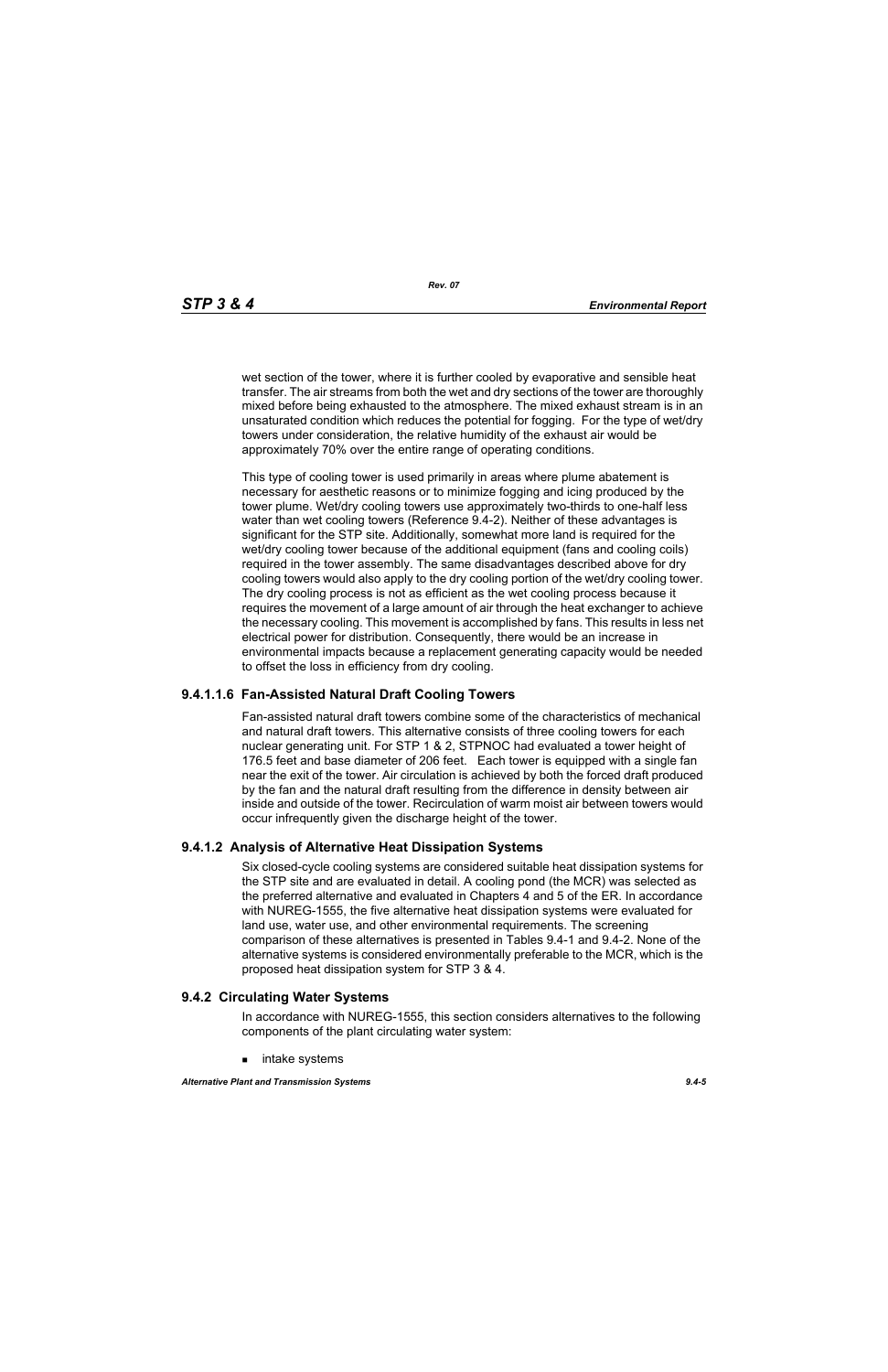wet section of the tower, where it is further cooled by evaporative and sensible heat transfer. The air streams from both the wet and dry sections of the tower are thoroughly mixed before being exhausted to the atmosphere. The mixed exhaust stream is in an unsaturated condition which reduces the potential for fogging. For the type of wet/dry towers under consideration, the relative humidity of the exhaust air would be approximately 70% over the entire range of operating conditions.

This type of cooling tower is used primarily in areas where plume abatement is necessary for aesthetic reasons or to minimize fogging and icing produced by the tower plume. Wet/dry cooling towers use approximately two-thirds to one-half less water than wet cooling towers (Reference 9.4-2). Neither of these advantages is significant for the STP site. Additionally, somewhat more land is required for the wet/dry cooling tower because of the additional equipment (fans and cooling coils) required in the tower assembly. The same disadvantages described above for dry cooling towers would also apply to the dry cooling portion of the wet/dry cooling tower. The dry cooling process is not as efficient as the wet cooling process because it requires the movement of a large amount of air through the heat exchanger to achieve the necessary cooling. This movement is accomplished by fans. This results in less net electrical power for distribution. Consequently, there would be an increase in environmental impacts because a replacement generating capacity would be needed to offset the loss in efficiency from dry cooling.

#### 9.4.1.1.6 Fan-Assisted Natural Draft Cooling Towers

Fan-assisted natural draft towers combine some of the characteristics of mechanical and natural draft towers. This alternative consists of three cooling towers for each nuclear generating unit. For STP 1 & 2, STPNOC had evaluated a tower height of 176.5 feet and base diameter of 206 feet. Each tower is equipped with a single fan near the exit of the tower. Air circulation is achieved by both the forced draft produced by the fan and the natural draft resulting from the difference in density between air inside and outside of the tower. Recirculation of warm moist air between towers would occur infrequently given the discharge height of the tower.

### 9.4.1.2 Analysis of Alternative Heat Dissipation Systems

Six closed-cycle cooling systems are considered suitable heat dissipation systems for the STP site and are evaluated in detail. A cooling pond (the MCR) was selected as the preferred alternative and evaluated in Chapters 4 and 5 of the ER. In accordance with NUREG-1555, the five alternative heat dissipation systems were evaluated for land use, water use, and other environmental requirements. The screening comparison of these alternatives is presented in Tables 9.4-1 and 9.4-2. None of the alternative systems is considered environmentally preferable to the MCR, which is the proposed heat dissipation system for STP 3 & 4.

## 9.4.2 Circulating Water Systems

In accordance with NUREG-1555, this section considers alternatives to the following components of the plant circulating water system:

- intake systems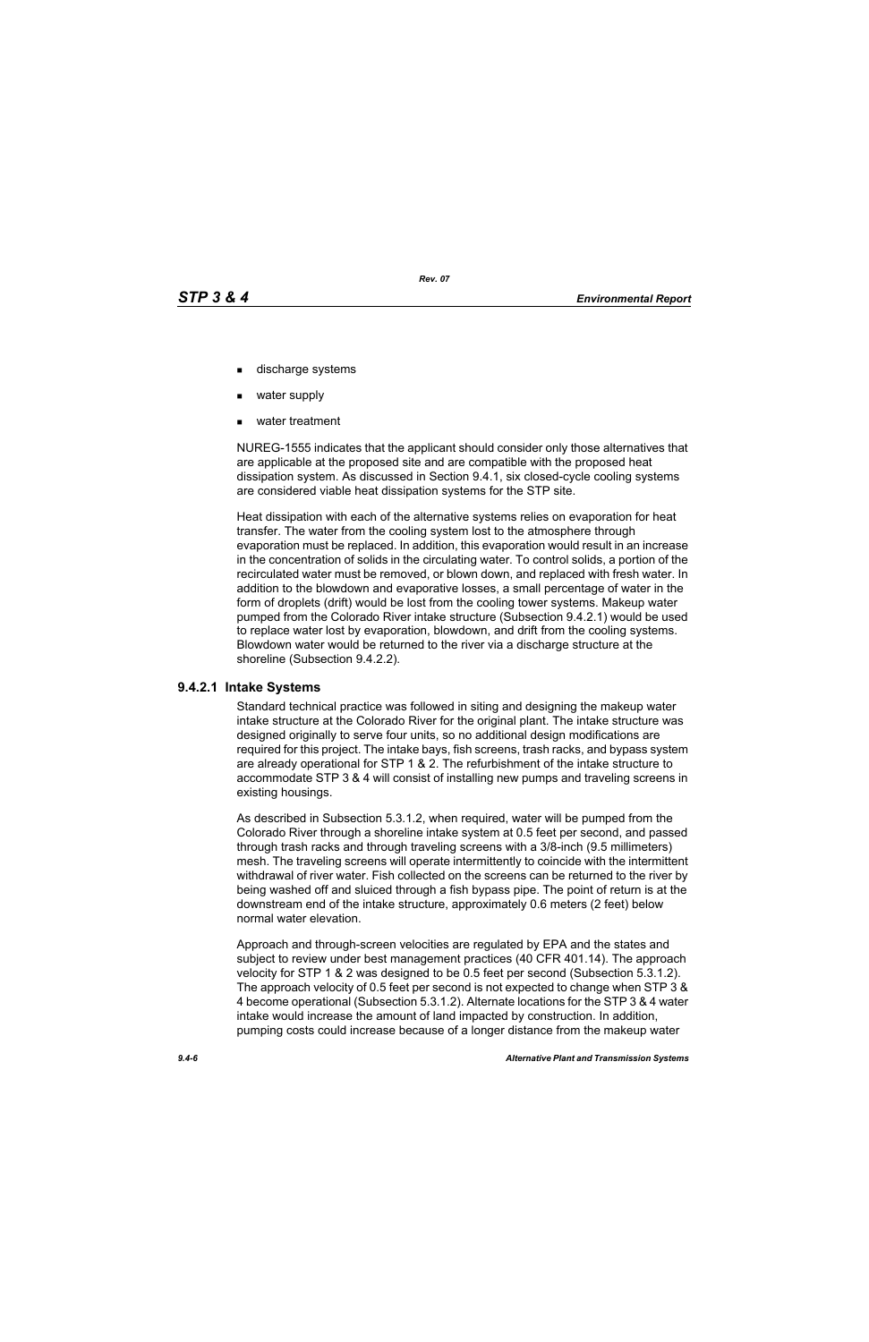- discharge systems
- water supply
- water treatment

NUREG-1555 indicates that the applicant should consider only those alternatives that are applicable at the proposed site and are compatible with the proposed heat dissipation system. As discussed in Section 9.4.1, six closed-cycle cooling systems are considered viable heat dissipation systems for the STP site.

Heat dissipation with each of the alternative systems relies on evaporation for heat transfer. The water from the cooling system lost to the atmosphere through evaporation must be replaced. In addition, this evaporation would result in an increase in the concentration of solids in the circulating water. To control solids, a portion of the recirculated water must be removed, or blown down, and replaced with fresh water. In addition to the blowdown and evaporative losses, a small percentage of water in the form of droplets (drift) would be lost from the cooling tower systems. Makeup water pumped from the Colorado River intake structure (Subsection 9.4.2.1) would be used to replace water lost by evaporation, blowdown, and drift from the cooling systems. Blowdown water would be returned to the river via a discharge structure at the shoreline (Subsection 9.4.2.2).

### 9.4.2.1 Intake Systems

Standard technical practice was followed in siting and designing the makeup water intake structure at the Colorado River for the original plant. The intake structure was designed originally to serve four units, so no additional design modifications are required for this project. The intake bays, fish screens, trash racks, and bypass system are already operational for STP 1 & 2. The refurbishment of the intake structure to accommodate STP 3 & 4 will consist of installing new pumps and traveling screens in existing housings.

As described in Subsection 5.3.1.2, when required, water will be pumped from the Colorado River through a shoreline intake system at 0.5 feet per second, and passed through trash racks and through traveling screens with a 3/8-inch (9.5 millimeters) mesh. The traveling screens will operate intermittently to coincide with the intermittent withdrawal of river water. Fish collected on the screens can be returned to the river by being washed off and sluiced through a fish bypass pipe. The point of return is at the downstream end of the intake structure, approximately 0.6 meters (2 feet) below normal water elevation.

Approach and through-screen velocities are regulated by EPA and the states and subject to review under best management practices (40 CFR 401.14). The approach velocity for STP 1 & 2 was designed to be 0.5 feet per second (Subsection 5.3.1.2). The approach velocity of 0.5 feet per second is not expected to change when STP 3 & 4 become operational (Subsection 5.3.1.2). Alternate locations for the STP 3 & 4 water intake would increase the amount of land impacted by construction. In addition, pumping costs could increase because of a longer distance from the makeup water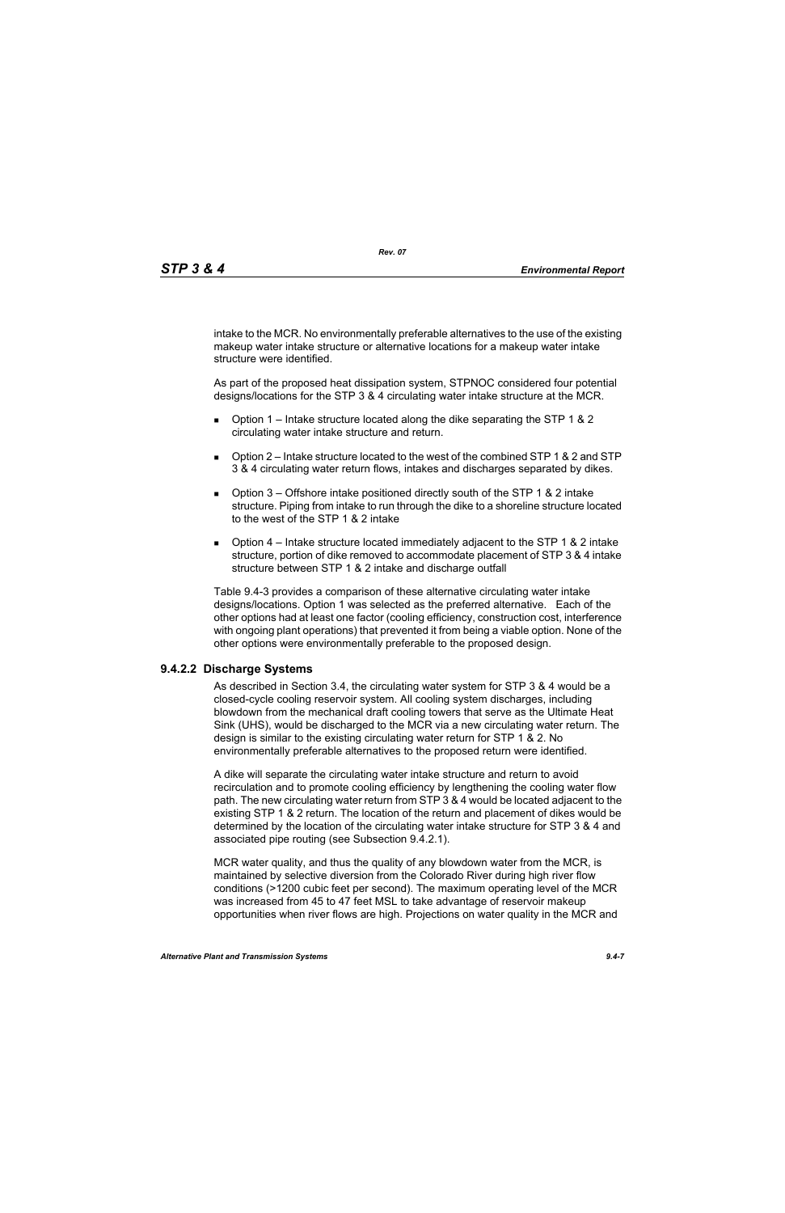intake to the MCR. No environmentally preferable alternatives to the use of the existing makeup water intake structure or alternative locations for a makeup water intake structure were identified.

As part of the proposed heat dissipation system, STPNOC considered four potential designs/locations for the STP 3 & 4 circulating water intake structure at the MCR.

- Option 1 – Intake structure located along the dike separating the STP 1 & 2 circulating water intake structure and return.
- Option 2 – Intake structure located to the west of the combined STP 1 & 2 and STP 3 & 4 circulating water return flows, intakes and discharges separated by dikes.
- Option 3 – Offshore intake positioned directly south of the STP 1 & 2 intake structure. Piping from intake to run through the dike to a shoreline structure located to the west of the STP 1 & 2 intake
- Option 4 – Intake structure located immediately adjacent to the STP 1 & 2 intake structure, portion of dike removed to accommodate placement of STP 3 & 4 intake structure between STP 1 & 2 intake and discharge outfall

Table 9.4-3 provides a comparison of these alternative circulating water intake designs/locations. Option 1 was selected as the preferred alternative. Each of the other options had at least one factor (cooling efficiency, construction cost, interference with ongoing plant operations) that prevented it from being a viable option. None of the other options were environmentally preferable to the proposed design.

### 9.4.2.2 Discharge Systems

As described in Section 3.4, the circulating water system for STP 3 & 4 would be a closed-cycle cooling reservoir system. All cooling system discharges, including blowdown from the mechanical draft cooling towers that serve as the Ultimate Heat Sink (UHS), would be discharged to the MCR via a new circulating water return. The design is similar to the existing circulating water return for STP 1 & 2. No environmentally preferable alternatives to the proposed return were identified.

A dike will separate the circulating water intake structure and return to avoid recirculation and to promote cooling efficiency by lengthening the cooling water flow path. The new circulating water return from STP 3 & 4 would be located adjacent to the existing STP 1 & 2 return. The location of the return and placement of dikes would be determined by the location of the circulating water intake structure for STP 3 & 4 and associated pipe routing (see Subsection 9.4.2.1).

MCR water quality, and thus the quality of any blowdown water from the MCR, is maintained by selective diversion from the Colorado River during high river flow conditions (>1200 cubic feet per second). The maximum operating level of the MCR was increased from 45 to 47 feet MSL to take advantage of reservoir makeup opportunities when river flows are high. Projections on water quality in the MCR and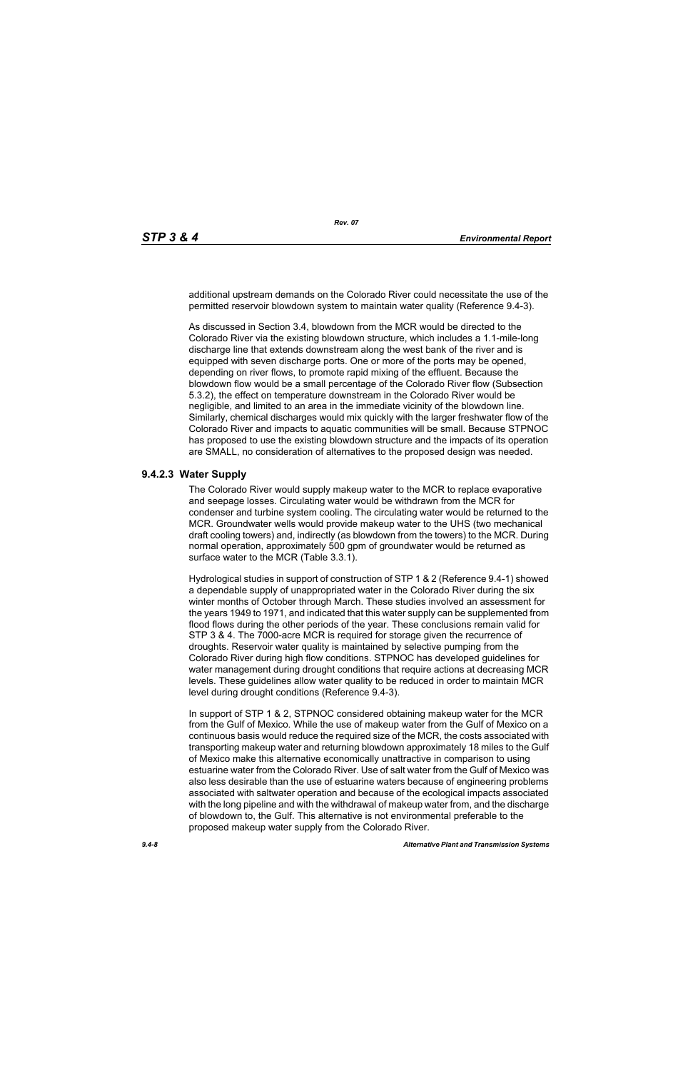additional upstream demands on the Colorado River could necessitate the use of the permitted reservoir blowdown system to maintain water quality (Reference 9.4-3).

As discussed in Section 3.4, blowdown from the MCR would be directed to the Colorado River via the existing blowdown structure, which includes a 1.1-mile-long discharge line that extends downstream along the west bank of the river and is equipped with seven discharge ports. One or more of the ports may be opened, depending on river flows, to promote rapid mixing of the effluent. Because the blowdown flow would be a small percentage of the Colorado River flow (Subsection 5.3.2), the effect on temperature downstream in the Colorado River would be negligible, and limited to an area in the immediate vicinity of the blowdown line. Similarly, chemical discharges would mix quickly with the larger freshwater flow of the Colorado River and impacts to aquatic communities will be small. Because STPNOC has proposed to use the existing blowdown structure and the impacts of its operation are SMALL, no consideration of alternatives to the proposed design was needed.

### 9.4.2.3 Water Supply

The Colorado River would supply makeup water to the MCR to replace evaporative and seepage losses. Circulating water would be withdrawn from the MCR for condenser and turbine system cooling. The circulating water would be returned to the MCR. Groundwater wells would provide makeup water to the UHS (two mechanical draft cooling towers) and, indirectly (as blowdown from the towers) to the MCR. During normal operation, approximately 500 gpm of groundwater would be returned as surface water to the MCR (Table 3.3.1).

Hydrological studies in support of construction of STP 1 & 2 (Reference 9.4-1) showed a dependable supply of unappropriated water in the Colorado River during the six winter months of October through March. These studies involved an assessment for the years 1949 to 1971, and indicated that this water supply can be supplemented from flood flows during the other periods of the year. These conclusions remain valid for STP 3 & 4. The 7000-acre MCR is required for storage given the recurrence of droughts. Reservoir water quality is maintained by selective pumping from the Colorado River during high flow conditions. STPNOC has developed guidelines for water management during drought conditions that require actions at decreasing MCR levels. These guidelines allow water quality to be reduced in order to maintain MCR level during drought conditions (Reference 9.4-3).

In support of STP 1 & 2, STPNOC considered obtaining makeup water for the MCR from the Gulf of Mexico. While the use of makeup water from the Gulf of Mexico on a continuous basis would reduce the required size of the MCR, the costs associated with transporting makeup water and returning blowdown approximately 18 miles to the Gulf of Mexico make this alternative economically unattractive in comparison to using estuarine water from the Colorado River. Use of salt water from the Gulf of Mexico was also less desirable than the use of estuarine waters because of engineering problems associated with saltwater operation and because of the ecological impacts associated with the long pipeline and with the withdrawal of makeup water from, and the discharge of blowdown to, the Gulf. This alternative is not environmental preferable to the proposed makeup water supply from the Colorado River.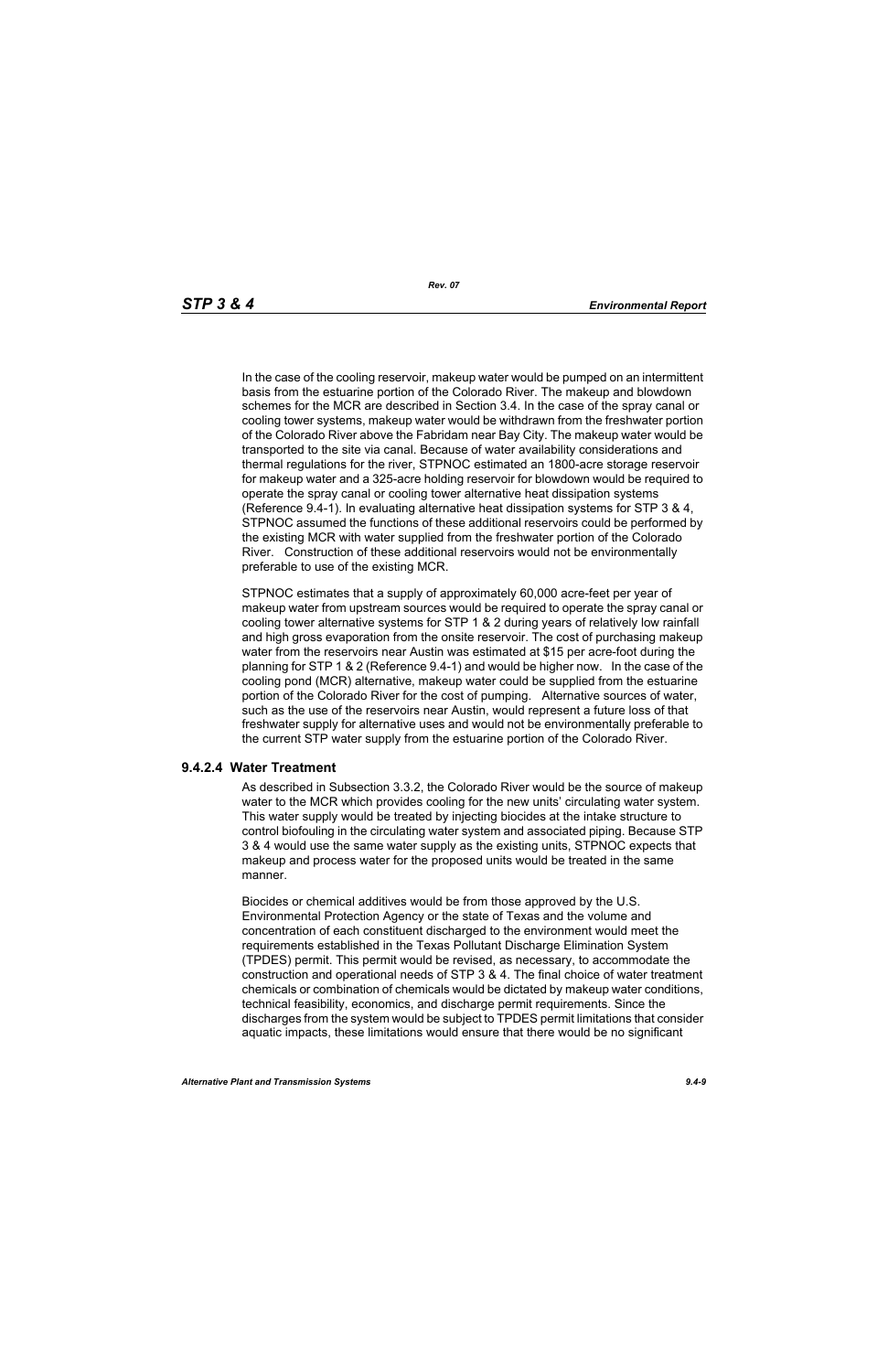In the case of the cooling reservoir, makeup water would be pumped on an intermittent basis from the estuarine portion of the Colorado River. The makeup and blowdown schemes for the MCR are described in Section 3.4. In the case of the spray canal or cooling tower systems, makeup water would be withdrawn from the freshwater portion of the Colorado River above the Fabridam near Bay City. The makeup water would be transported to the site via canal. Because of water availability considerations and thermal regulations for the river, STPNOC estimated an 1800-acre storage reservoir for makeup water and a 325-acre holding reservoir for blowdown would be required to operate the spray canal or cooling tower alternative heat dissipation systems (Reference 9.4-1). In evaluating alternative heat dissipation systems for STP 3 & 4, STPNOC assumed the functions of these additional reservoirs could be performed by the existing MCR with water supplied from the freshwater portion of the Colorado River. Construction of these additional reservoirs would not be environmentally preferable to use of the existing MCR.

STPNOC estimates that a supply of approximately 60,000 acre-feet per year of makeup water from upstream sources would be required to operate the spray canal or cooling tower alternative systems for STP 1 & 2 during years of relatively low rainfall and high gross evaporation from the onsite reservoir. The cost of purchasing makeup water from the reservoirs near Austin was estimated at $15 per acre-foot during the planning for STP 1 & 2 (Reference 9.4-1) and would be higher now. In the case of the cooling pond (MCR) alternative, makeup water could be supplied from the estuarine portion of the Colorado River for the cost of pumping. Alternative sources of water, such as the use of the reservoirs near Austin, would represent a future loss of that freshwater supply for alternative uses and would not be environmentally preferable to the current STP water supply from the estuarine portion of the Colorado River.

#### 9.4.2.4 Water Treatment

As described in Subsection 3.3.2, the Colorado River would be the source of makeup water to the MCR which provides cooling for the new units' circulating water system. This water supply would be treated by injecting biocides at the intake structure to control biofouling in the circulating water system and associated piping. Because STP 3 & 4 would use the same water supply as the existing units, STPNOC expects that makeup and process water for the proposed units would be treated in the same manner.

Biocides or chemical additives would be from those approved by the U.S. Environmental Protection Agency or the state of Texas and the volume and concentration of each constituent discharged to the environment would meet the requirements established in the Texas Pollutant Discharge Elimination System (TPDES) permit. This permit would be revised, as necessary, to accommodate the construction and operational needs of STP 3 & 4. The final choice of water treatment chemicals or combination of chemicals would be dictated by makeup water conditions, technical feasibility, economics, and discharge permit requirements. Since the discharges from the system would be subject to TPDES permit limitations that consider aquatic impacts, these limitations would ensure that there would be no significant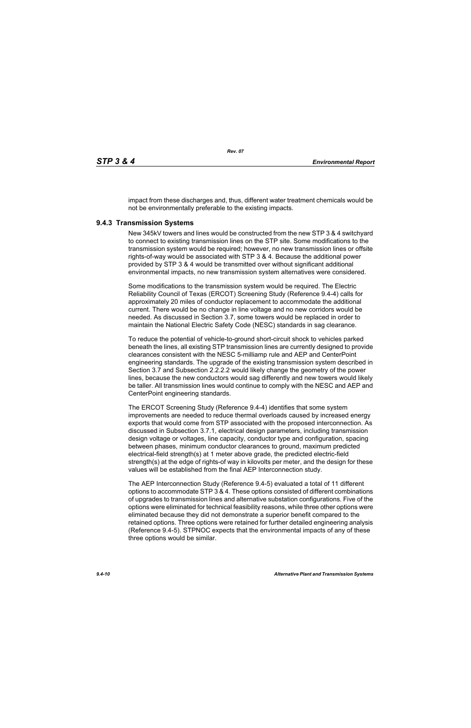impact from these discharges and, thus, different water treatment chemicals would be not be environmentally preferable to the existing impacts.

### 9.4.3 Transmission Systems

New 345kV towers and lines would be constructed from the new STP 3 & 4 switchyard to connect to existing transmission lines on the STP site. Some modifications to the transmission system would be required; however, no new transmission lines or offsite rights-of-way would be associated with STP 3 & 4. Because the additional power provided by STP 3 & 4 would be transmitted over without significant additional environmental impacts, no new transmission system alternatives were considered.

Some modifications to the transmission system would be required. The Electric Reliability Council of Texas (ERCOT) Screening Study (Reference 9.4-4) calls for approximately 20 miles of conductor replacement to accommodate the additional current. There would be no change in line voltage and no new corridors would be needed. As discussed in Section 3.7, some towers would be replaced in order to maintain the National Electric Safety Code (NESC) standards in sag clearance.

To reduce the potential of vehicle-to-ground short-circuit shock to vehicles parked beneath the lines, all existing STP transmission lines are currently designed to provide clearances consistent with the NESC 5-milliamp rule and AEP and CenterPoint engineering standards. The upgrade of the existing transmission system described in Section 3.7 and Subsection 2.2.2.2 would likely change the geometry of the power lines, because the new conductors would sag differently and new towers would likely be taller. All transmission lines would continue to comply with the NESC and AEP and CenterPoint engineering standards.

The ERCOT Screening Study (Reference 9.4-4) identifies that some system improvements are needed to reduce thermal overloads caused by increased energy exports that would come from STP associated with the proposed interconnection. As discussed in Subsection 3.7.1, electrical design parameters, including transmission design voltage or voltages, line capacity, conductor type and configuration, spacing between phases, minimum conductor clearances to ground, maximum predicted electrical-field strength(s) at 1 meter above grade, the predicted electric-field strength(s) at the edge of rights-of way in kilovolts per meter, and the design for these values will be established from the final AEP Interconnection study.

The AEP Interconnection Study (Reference 9.4-5) evaluated a total of 11 different options to accommodate STP 3 & 4. These options consisted of different combinations of upgrades to transmission lines and alternative substation configurations. Five of the options were eliminated for technical feasibility reasons, while three other options were eliminated because they did not demonstrate a superior benefit compared to the retained options. Three options were retained for further detailed engineering analysis (Reference 9.4-5). STPNOC expects that the environmental impacts of any of these three options would be similar.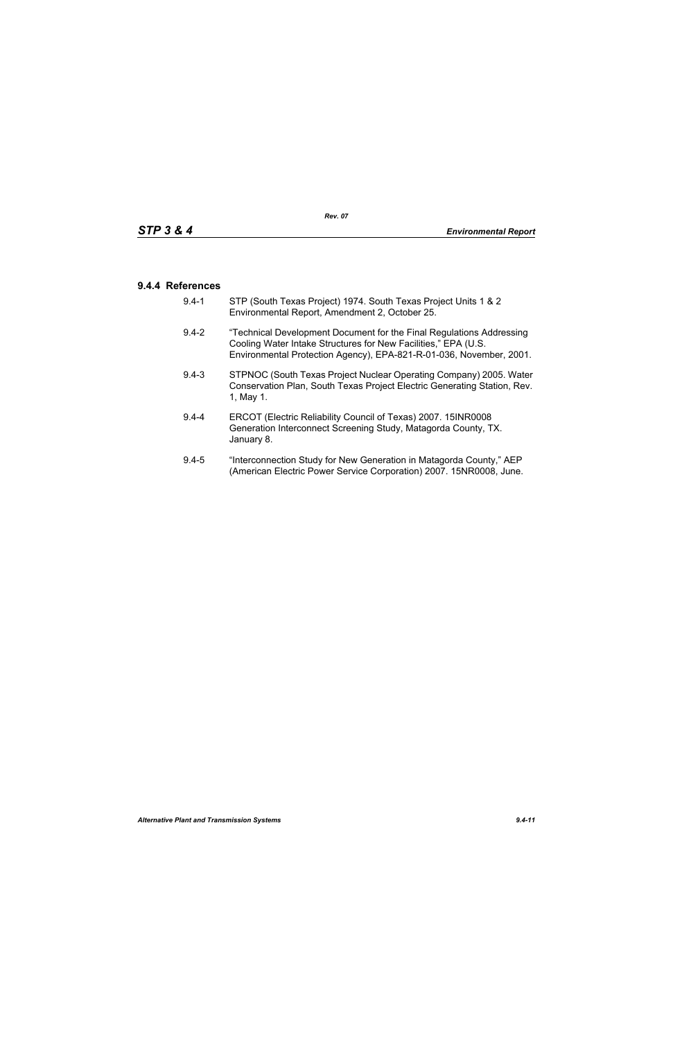### 9.4.4 References

9.4-1 STP (South Texas Project) 1974. South Texas Project Units 1 & 2 Environmental Report, Amendment 2, October 25.

9.4-2 "Technical Development Document for the Final Regulations Addressing Cooling Water Intake Structures for New Facilities," EPA (U.S. Environmental Protection Agency), EPA-821-R-01-036, November, 2001.

9.4-3 STPNOC (South Texas Project Nuclear Operating Company) 2005. Water Conservation Plan, South Texas Project Electric Generating Station, Rev. 1, May 1.

9.4-4 ERCOT (Electric Reliability Council of Texas) 2007. 15INR0008 Generation Interconnect Screening Study, Matagorda County, TX. January 8.

9.4-5 "Interconnection Study for New Generation in Matagorda County," AEP (American Electric Power Service Corporation) 2007. 15NR0008, June.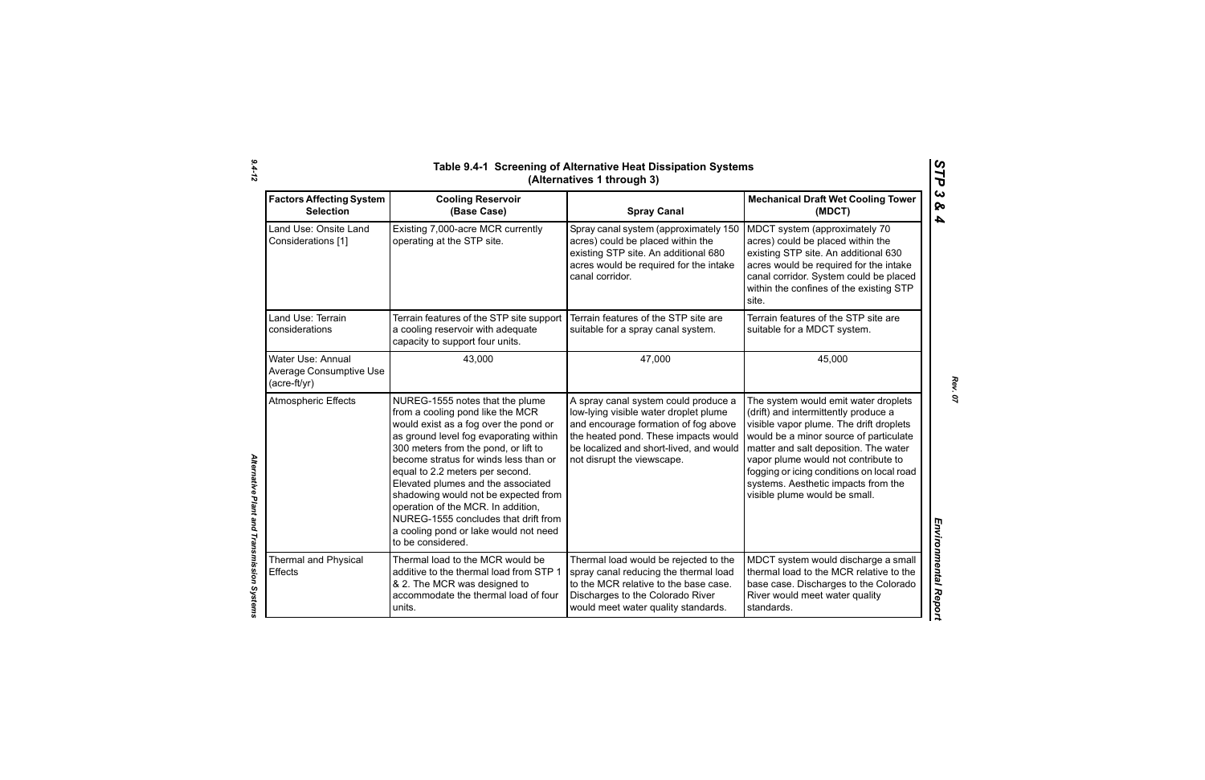**Table 9.4-1 Screening of Alternative Heat Dissipation Systems (Alternatives 1 through 3)**

| Factors Affecting System Selection | Cooling Reservoir (Base Case) | Spray Canal | Mechanical Draft Wet Cooling Tower (MDCT) |
|---|---|---|---|
| Land Use: Onsite Land Considerations [1] | Existing 7,000-acre MCR currently operating at the STP site. | Spray canal system (approximately 150 acres) could be placed within the existing STP site. An additional 680 acres would be required for the intake canal corridor. | MDCT system (approximately 70 acres) could be placed within the existing STP site. An additional 630 acres would be required for the intake canal corridor. System could be placed within the confines of the existing STP site. |
| Land Use: Terrain considerations | Terrain features of the STP site support a cooling reservoir with adequate capacity to support four units. | Terrain features of the STP site are suitable for a spray canal system. | Terrain features of the STP site are suitable for a MDCT system. |
| Water Use: Annual Average Consumptive Use (acre-ft/yr) | 43,000 | 47,000 | 45,000 |
| Atmospheric Effects | NUREG-1555 notes that the plume from a cooling pond like the MCR would exist as a fog over the pond or as ground level fog evaporating within 300 meters from the pond, or lift to become stratus for winds less than or equal to 2.2 meters per second. Elevated plumes and the associated shadowing would not be expected from operation of the MCR. In addition, NUREG-1555 concludes that drift from a cooling pond or lake would not need to be considered. | A spray canal system could produce a low-lying visible water droplet plume and encourage formation of fog above the heated pond. These impacts would be localized and short-lived, and would not disrupt the viewscape. | The system would emit water droplets (drift) and intermittently produce a visible vapor plume. The drift droplets would be a minor source of particulate matter and salt deposition. The water vapor plume would not contribute to fogging or icing conditions on local road systems. Aesthetic impacts from the visible plume would be small. |
| Thermal and Physical Effects | Thermal load to the MCR would be additive to the thermal load from STP 1 & 2. The MCR was designed to accommodate the thermal load of four units. | Thermal load would be rejected to the spray canal reducing the thermal load to the MCR relative to the base case. Discharges to the Colorado River would meet water quality standards. | MDCT system would discharge a small thermal load to the MCR relative to the base case. Discharges to the Colorado River would meet water quality standards. |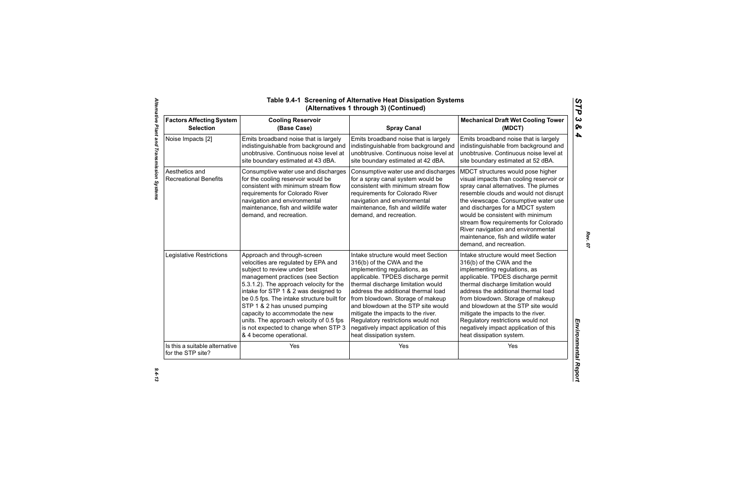## Table 9.4-1 Screening of Alternative Heat Dissipation Systems (Alternatives 1 through 3) (Continued)

| Factors Affecting System Selection | Cooling Reservoir (Base Case) | Spray Canal | Mechanical Draft Wet Cooling Tower (MDCT) |
|---|---|---|---|
| Noise Impacts [2] | Emits broadband noise that is largely indistinguishable from background and unobtrusive. Continuous noise level at site boundary estimated at 43 dBA. | Emits broadband noise that is largely indistinguishable from background and unobtrusive. Continuous noise level at site boundary estimated at 42 dBA. | Emits broadband noise that is largely indistinguishable from background and unobtrusive. Continuous noise level at site boundary estimated at 52 dBA. |
| Aesthetics and Recreational Benefits | Consumptive water use and discharges for the cooling reservoir would be consistent with minimum stream flow requirements for Colorado River navigation and environmental maintenance, fish and wildlife water demand, and recreation. | Consumptive water use and discharges for a spray canal system would be consistent with minimum stream flow requirements for Colorado River navigation and environmental maintenance, fish and wildlife water demand, and recreation. | MDCT structures would pose higher visual impacts than cooling reservoir or spray canal alternatives. The plumes resemble clouds and would not disrupt the viewscape. Consumptive water use and discharges for a MDCT system would be consistent with minimum stream flow requirements for Colorado River navigation and environmental maintenance, fish and wildlife water demand, and recreation. |
| Legislative Restrictions | Approach and through-screen velocities are regulated by EPA and subject to review under best management practices (see Section 5.3.1.2). The approach velocity for the intake for STP 1 & 2 was designed to be 0.5 fps. The intake structure built for STP 1 & 2 has unused pumping capacity to accommodate the new units. The approach velocity of 0.5 fps is not expected to change when STP 3 & 4 become operational. | Intake structure would meet Section 316(b) of the CWA and the implementing regulations, as applicable. TPDES discharge permit thermal discharge limitation would address the additional thermal load from blowdown. Storage of makeup and blowdown at the STP site would mitigate the impacts to the river. Regulatory restrictions would not negatively impact application of this heat dissipation system. | Intake structure would meet Section 316(b) of the CWA and the implementing regulations, as applicable. TPDES discharge permit thermal discharge limitation would address the additional thermal load from blowdown. Storage of makeup and blowdown at the STP site would mitigate the impacts to the river. Regulatory restrictions would not negatively impact application of this heat dissipation system. |
| Is this a suitable alternative for the STP site? | Yes | Yes | Yes |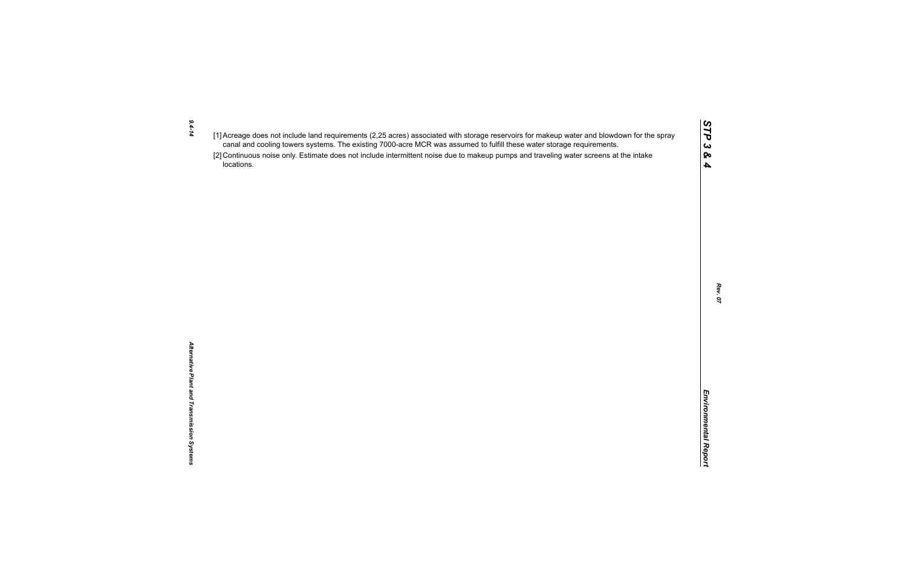[1] Acreage does not include land requirements (2,25 acres) associated with storage reservoirs for makeup water and blowdown for the spray canal and cooling towers systems. The existing 7000-acre MCR was assumed to fulfill these water storage requirements.

[2] Continuous noise only. Estimate does not include intermittent noise due to makeup pumps and traveling water screens at the intake locations.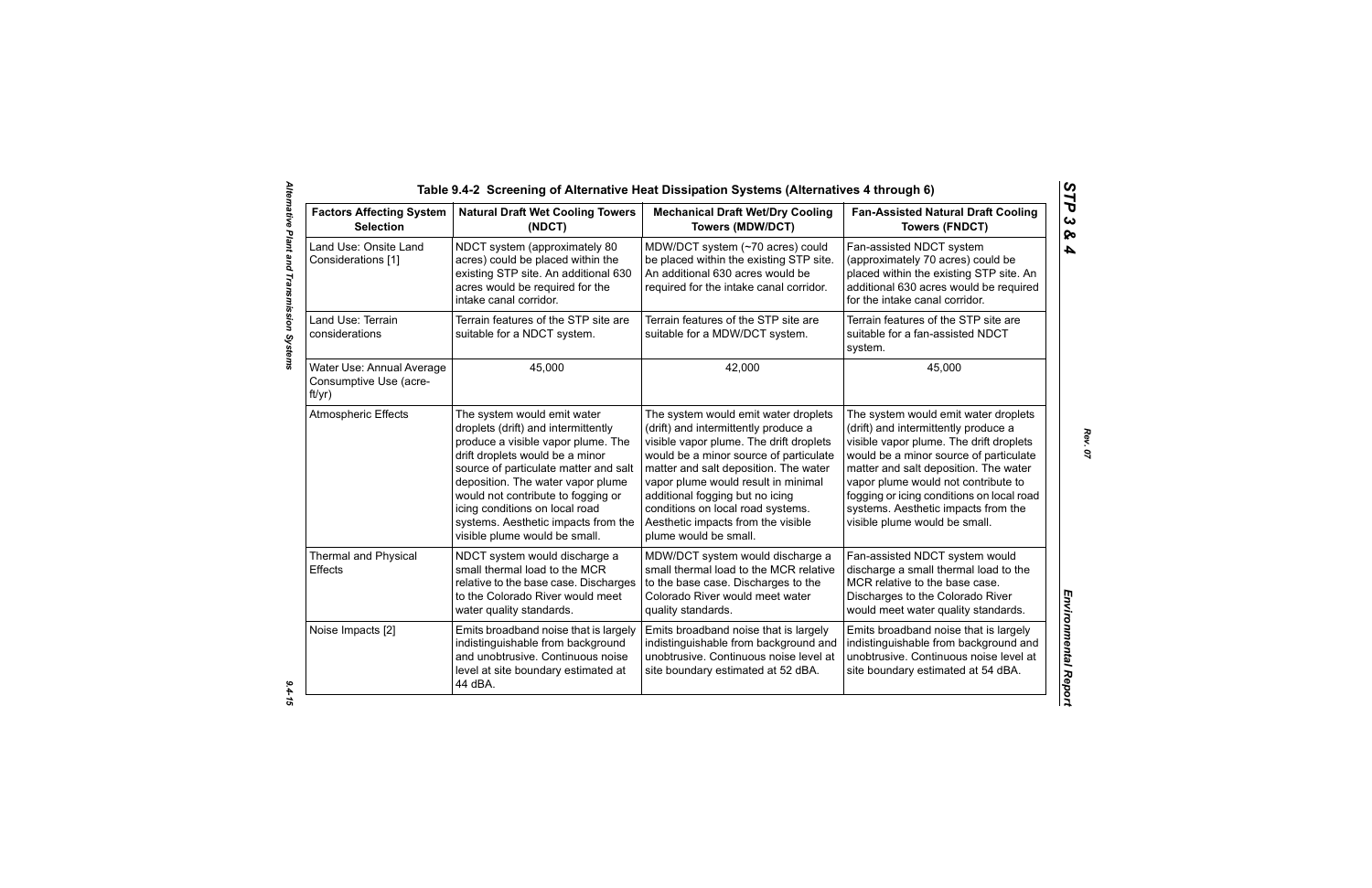## Table 9.4-2 Screening of Alternative Heat Dissipation Systems (Alternatives 4 through 6)

| Factors Affecting System Selection | Natural Draft Wet Cooling Towers (NDCT) | Mechanical Draft Wet/Dry Cooling Towers (MDW/DCT) | Fan-Assisted Natural Draft Cooling Towers (FNDCT) |
|---|---|---|---|
| Land Use: Onsite Land Considerations [1] | NDCT system (approximately 80 acres) could be placed within the existing STP site. An additional 630 acres would be required for the intake canal corridor. | MDW/DCT system (~70 acres) could be placed within the existing STP site. An additional 630 acres would be required for the intake canal corridor. | Fan-assisted NDCT system (approximately 70 acres) could be placed within the existing STP site. An additional 630 acres would be required for the intake canal corridor. |
| Land Use: Terrain considerations | Terrain features of the STP site are suitable for a NDCT system. | Terrain features of the STP site are suitable for a MDW/DCT system. | Terrain features of the STP site are suitable for a fan-assisted NDCT system. |
| Water Use: Annual Average Consumptive Use (acre-ft/yr) | 45,000 | 42,000 | 45,000 |
| Atmospheric Effects | The system would emit water droplets (drift) and intermittently produce a visible vapor plume. The drift droplets would be a minor source of particulate matter and salt deposition. The water vapor plume would not contribute to fogging or icing conditions on local road systems. Aesthetic impacts from the visible plume would be small. | The system would emit water droplets (drift) and intermittently produce a visible vapor plume. The drift droplets would be a minor source of particulate matter and salt deposition. The water vapor plume would result in minimal additional fogging but no icing conditions on local road systems. Aesthetic impacts from the visible plume would be small. | The system would emit water droplets (drift) and intermittently produce a visible vapor plume. The drift droplets would be a minor source of particulate matter and salt deposition. The water vapor plume would not contribute to fogging or icing conditions on local road systems. Aesthetic impacts from the visible plume would be small. |
| Thermal and Physical Effects | NDCT system would discharge a small thermal load to the MCR relative to the base case. Discharges to the Colorado River would meet water quality standards. | MDW/DCT system would discharge a small thermal load to the MCR relative to the base case. Discharges to the Colorado River would meet water quality standards. | Fan-assisted NDCT system would discharge a small thermal load to the MCR relative to the base case. Discharges to the Colorado River would meet water quality standards. |
| Noise Impacts [2] | Emits broadband noise that is largely indistinguishable from background and unobtrusive. Continuous noise level at site boundary estimated at 44 dBA. | Emits broadband noise that is largely indistinguishable from background and unobtrusive. Continuous noise level at site boundary estimated at 52 dBA. | Emits broadband noise that is largely indistinguishable from background and unobtrusive. Continuous noise level at site boundary estimated at 54 dBA. |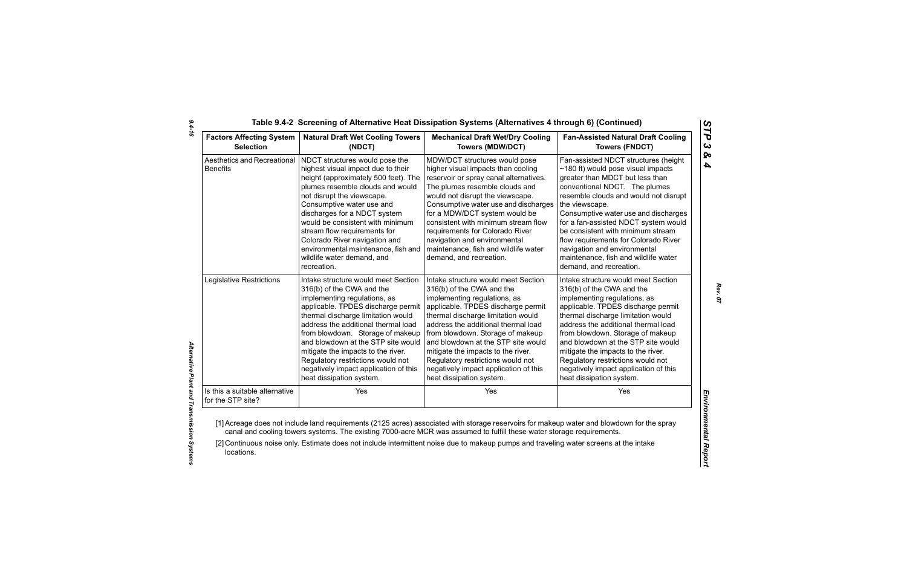## Table 9.4-2 Screening of Alternative Heat Dissipation Systems (Alternatives 4 through 6) (Continued)

| Factors Affecting System Selection | Natural Draft Wet Cooling Towers (NDCT) | Mechanical Draft Wet/Dry Cooling Towers (MDW/DCT) | Fan-Assisted Natural Draft Cooling Towers (FNDCT) |
|---|---|---|---|
| Aesthetics and Recreational Benefits | NDCT structures would pose the highest visual impact due to their height (approximately 500 feet). The plumes resemble clouds and would not disrupt the viewscape. Consumptive water use and discharges for a NDCT system would be consistent with minimum stream flow requirements for Colorado River navigation and environmental maintenance, fish and wildlife water demand, and recreation. | MDW/DCT structures would pose higher visual impacts than cooling reservoir or spray canal alternatives. The plumes resemble clouds and would not disrupt the viewscape. Consumptive water use and discharges for a MDW/DCT system would be consistent with minimum stream flow requirements for Colorado River navigation and environmental maintenance, fish and wildlife water demand, and recreation. | Fan-assisted NDCT structures (height ~180 ft) would pose visual impacts greater than MDCT but less than conventional NDCT. The plumes resemble clouds and would not disrupt the viewscape. Consumptive water use and discharges for a fan-assisted NDCT system would be consistent with minimum stream flow requirements for Colorado River navigation and environmental maintenance, fish and wildlife water demand, and recreation. |
| Legislative Restrictions | Intake structure would meet Section 316(b) of the CWA and the implementing regulations, as applicable. TPDES discharge permit thermal discharge limitation would address the additional thermal load from blowdown. Storage of makeup and blowdown at the STP site would mitigate the impacts to the river. Regulatory restrictions would not negatively impact application of this heat dissipation system. | Intake structure would meet Section 316(b) of the CWA and the implementing regulations, as applicable. TPDES discharge permit thermal discharge limitation would address the additional thermal load from blowdown. Storage of makeup and blowdown at the STP site would mitigate the impacts to the river. Regulatory restrictions would not negatively impact application of this heat dissipation system. | Intake structure would meet Section 316(b) of the CWA and the implementing regulations, as applicable. TPDES discharge permit thermal discharge limitation would address the additional thermal load from blowdown. Storage of makeup and blowdown at the STP site would mitigate the impacts to the river. Regulatory restrictions would not negatively impact application of this heat dissipation system. |
| Is this a suitable alternative for the STP site? | Yes | Yes | Yes |

[1] Acreage does not include land requirements (2125 acres) associated with storage reservoirs for makeup water and blowdown for the spray canal and cooling towers systems. The existing 7000-acre MCR was assumed to fulfill these water storage requirements.

[2] Continuous noise only. Estimate does not include intermittent noise due to makeup pumps and traveling water screens at the intake locations.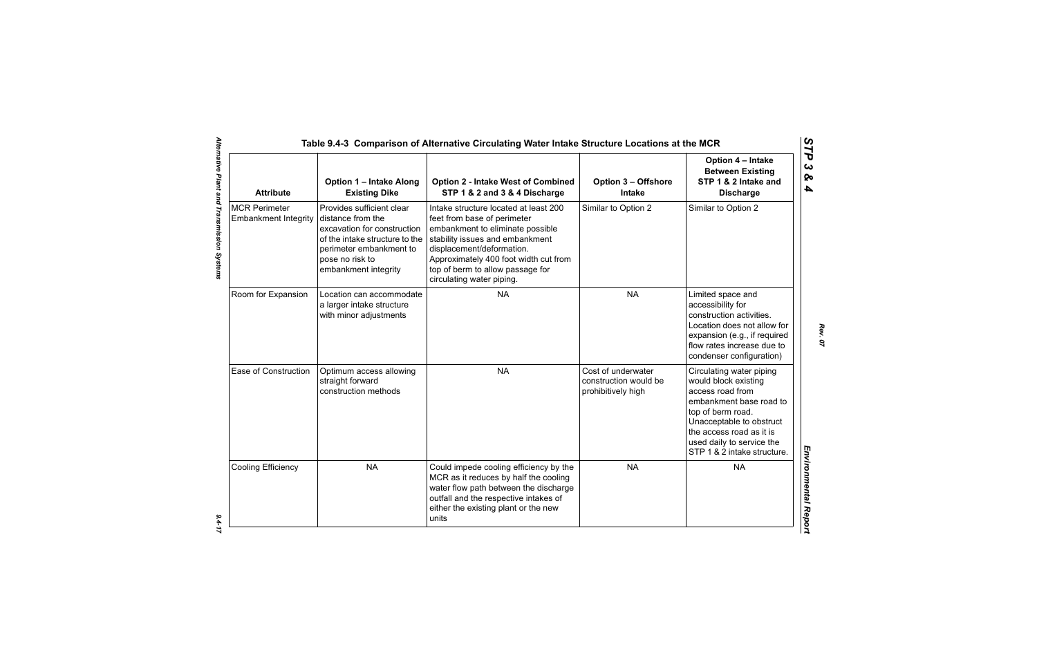# Table 9.4-3 Comparison of Alternative Circulating Water Intake Structure Locations at the MCR

| Attribute | Option 1 – Intake Along Existing Dike | Option 2 - Intake West of Combined STP 1 & 2 and 3 & 4 Discharge | Option 3 – Offshore Intake | Option 4 – Intake Between Existing STP 1 & 2 Intake and Discharge |
|---|---|---|---|---|
| MCR Perimeter Embankment Integrity | Provides sufficient clear distance from the excavation for construction of the intake structure to the perimeter embankment to pose no risk to embankment integrity | Intake structure located at least 200 feet from base of perimeter embankment to eliminate possible stability issues and embankment displacement/deformation. Approximately 400 foot width cut from top of berm to allow passage for circulating water piping. | Similar to Option 2 | Similar to Option 2 |
| Room for Expansion | Location can accommodate a larger intake structure with minor adjustments | NA | NA | Limited space and accessibility for construction activities. Location does not allow for expansion (e.g., if required flow rates increase due to condenser configuration) |
| Ease of Construction | Optimum access allowing straight forward construction methods | NA | Cost of underwater construction would be prohibitively high | Circulating water piping would block existing access road from embankment base road to top of berm road. Unacceptable to obstruct the access road as it is used daily to service the STP 1 & 2 intake structure. |
| Cooling Efficiency | NA | Could impede cooling efficiency by the MCR as it reduces by half the cooling water flow path between the discharge outfall and the respective intakes of either the existing plant or the new units | NA | NA |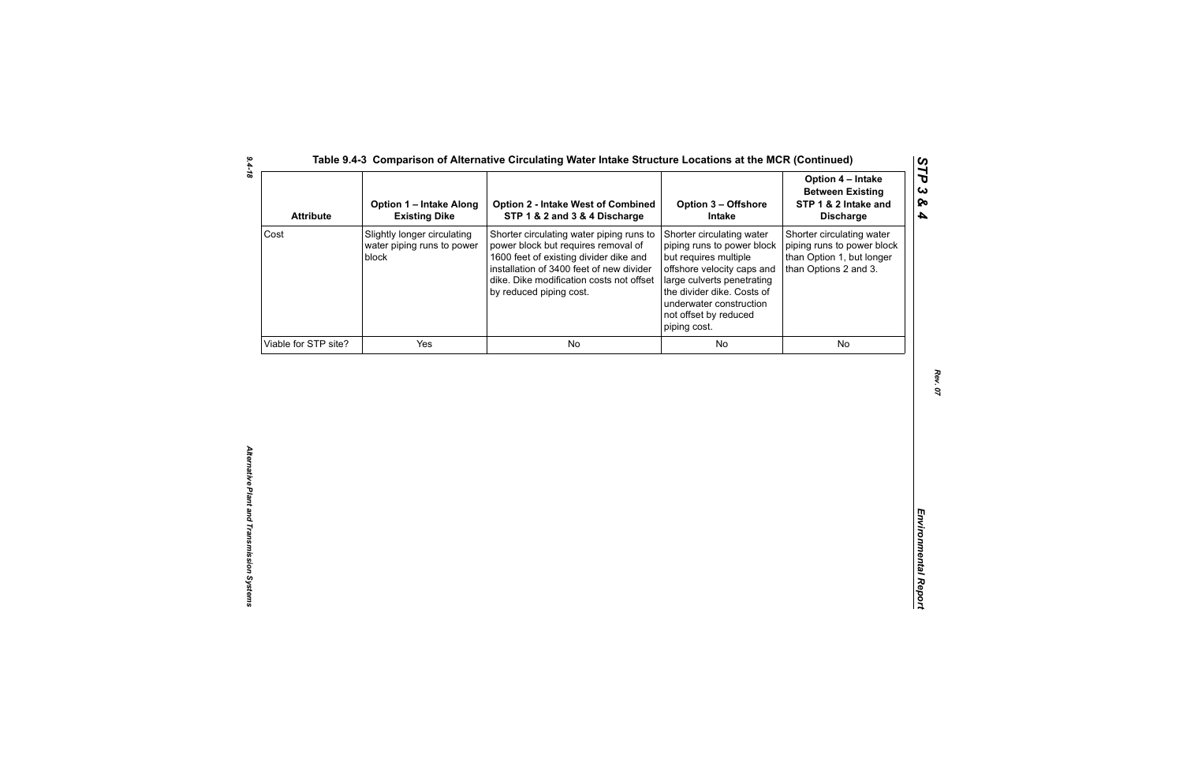## Table 9.4-3 Comparison of Alternative Circulating Water Intake Structure Locations at the MCR (Continued)

| Attribute | Option 1 – Intake Along Existing Dike | Option 2 - Intake West of Combined STP 1 & 2 and 3 & 4 Discharge | Option 3 – Offshore Intake | Option 4 – Intake Between Existing STP 1 & 2 Intake and Discharge |
|---|---|---|---|---|
| Cost | Slightly longer circulating water piping runs to power block | Shorter circulating water piping runs to power block but requires removal of 1600 feet of existing divider dike and installation of 3400 feet of new divider dike. Dike modification costs not offset by reduced piping cost. | Shorter circulating water piping runs to power block but requires multiple offshore velocity caps and large culverts penetrating the divider dike. Costs of underwater construction not offset by reduced piping cost. | Shorter circulating water piping runs to power block than Option 1, but longer than Options 2 and 3. |
| Viable for STP site? | Yes | No | No | No |